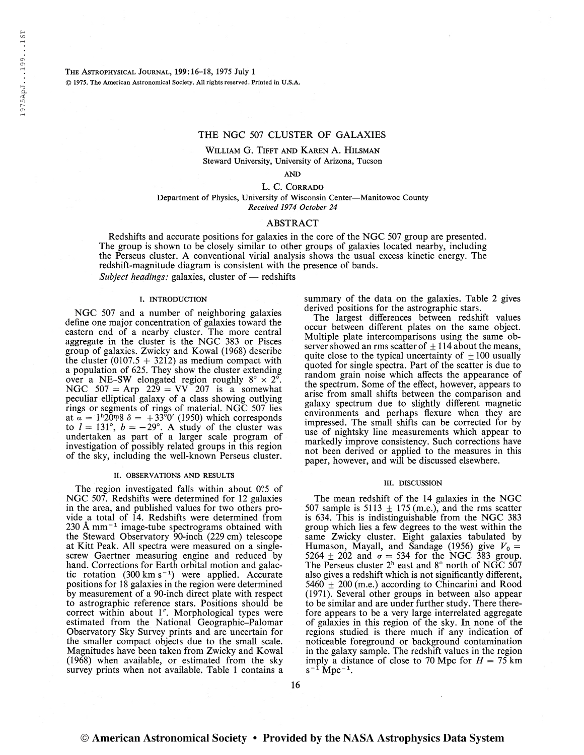# THE NGC 507 CLUSTER OF GALAXIES

WILLIAM G. TIFFT AND KAREN A. HILSMAN

Steward University, University of Arizona, Tucson

AND

L. C. CORRADO

Department of Physics, University of Wisconsin Center—Manitowoc County

*Received 1974 October 24*

## ABSTRACT

Redshifts and accurate positions for galaxies in the core of the NGC 507 group are presented. The group is shown to be closely similar to other groups of galaxies located nearby, including the Perseus cluster. A conventional virial analysis shows the usual excess kinetic energy. The redshift-magnitude diagram is consistent with the presence of bands.

*Subject headings:* galaxies, cluster of — redshifts

## I. INTRODUCTION

NGC 507 and a number of neighboring galaxies define one major concentration of galaxies toward the eastern end of a nearby cluster. The more central aggregate in the cluster is the NGC 383 or Pisces group of galaxies. Zwicky and Kowal (1968) describe the cluster (0107.5 + 3212) as medium compact with a population of 625. They show the cluster extending over a NE–SW elongated region roughly $8° \times 2°$. NGC 507 = Arp 229 = VV 207 is a somewhat peculiar elliptical galaxy of a class showing outlying rings or segments of rings of material. NGC 507 lies at $\alpha = 1^h20^m8$ $\delta = +33°0'$ (1950) which corresponds to $l = 131°$, $b = -29°$. A study of the cluster was undertaken as part of a larger scale program of investigation of possibly related groups in this region of the sky, including the well-known Perseus cluster.

## II. OBSERVATIONS AND RESULTS

The region investigated falls within about 0°5 of NGC 507. Redshifts were determined for 12 galaxies in the area, and published values for two others provide a total of 14. Redshifts were determined from 230 Å $\text{mm}^{-1}$ image-tube spectrograms obtained with the Steward Observatory 90-inch (229 cm) telescope at Kitt Peak. All spectra were measured on a single-screw Gaertner measuring engine and reduced by hand. Corrections for Earth orbital motion and galactic rotation (300 km $\text{s}^{-1}$) were applied. Accurate positions for 18 galaxies in the region were determined by measurement of a 90-inch direct plate with respect to astrographic reference stars. Positions should be correct within about 1″. Morphological types were estimated from the National Geographic–Palomar Observatory Sky Survey prints and are uncertain for the smaller compact objects due to the small scale. Magnitudes have been taken from Zwicky and Kowal (1968) when available, or estimated from the sky survey prints when not available. Table 1 contains a summary of the data on the galaxies. Table 2 gives derived positions for the astrographic stars.

The largest differences between redshift values occur between different plates on the same object. Multiple plate intercomparisons using the same observer showed an rms scatter of $\pm 114$ about the means, quite close to the typical uncertainty of $\pm 100$ usually quoted for single spectra. Part of the scatter is due to random grain noise which affects the appearance of the spectrum. Some of the effect, however, appears to arise from small shifts between the comparison and galaxy spectrum due to slightly different magnetic environments and perhaps flexure when they are impressed. The small shifts can be corrected for by use of nightsky line measurements which appear to markedly improve consistency. Such corrections have not been derived or applied to the measures in this paper, however, and will be discussed elsewhere.

## III. DISCUSSION

The mean redshift of the 14 galaxies in the NGC 507 sample is $5113 \pm 175$ (m.e.), and the rms scatter is 634. This is indistinguishable from the NGC 383 group which lies a few degrees to the west within the same Zwicky cluster. Eight galaxies tabulated by Humason, Mayall, and Sandage (1956) give $V_0 = 5264 \pm 202$ and $\sigma = 534$ for the NGC 383 group. The Perseus cluster $2^h$ east and 8° north of NGC 507 also gives a redshift which is not significantly different, $5460 \pm 200$ (m.e.) according to Chincarini and Rood (1971). Several other groups in between also appear to be similar and are under further study. There therefore appears to be a very large interrelated aggregate of galaxies in this region of the sky. In none of the regions studied is there much if any indication of noticeable foreground or background contamination in the galaxy sample. The redshift values in the region imply a distance of close to 70 Mpc for $H = 75$ km $\text{s}^{-1}$ $\text{Mpc}^{-1}$.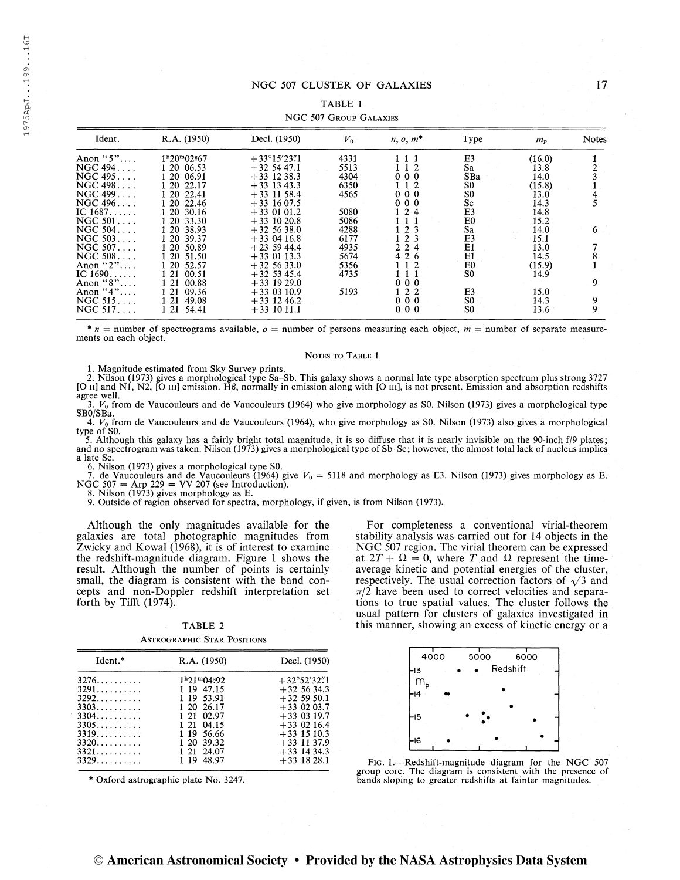TABLE 1

NGC 507 GROUP GALAXIES

| Ident. | R.A. (1950) | Decl. (1950) | $V_0$ | n, o, m* | Type | $m_p$ | Notes |
|---|---|---|---|---|---|---|---|
| Anon "5".... | 1h20m02s.67 | +33°15′23″.1 | 4331 | 1 1 1 | E3 | (16.0) | 1 |
| NGC 494.... | 1 20 06.53 | +32 54 47.1 | 5513 | 1 1 2 | Sa | 13.8 | 2 |
| NGC 495.... | 1 20 06.91 | +33 12 38.3 | 4304 | 0 0 0 | SBa | 14.0 | 3 |
| NGC 498.... | 1 20 22.17 | +33 13 43.3 | 6350 | 1 1 2 | S0 | (15.8) | 1 |
| NGC 499.... | 1 20 22.41 | +33 11 58.4 | 4565 | 0 0 0 | S0 | 13.0 | 4 |
| NGC 496.... | 1 20 22.46 | +33 16 07.5 | | 0 0 0 | Sc | 14.3 | 5 |
| IC 1687...... | 1 20 30.16 | +33 01 01.2 | 5080 | 1 2 4 | E3 | 14.8 | |
| NGC 501.... | 1 20 33.30 | +33 10 20.8 | 5086 | 1 1 1 | E0 | 15.2 | |
| NGC 504.... | 1 20 38.93 | +32 56 38.0 | 4288 | 1 2 3 | Sa | 14.0 | 6 |
| NGC 503.... | 1 20 39.37 | +33 04 16.8 | 6177 | 1 2 3 | E3 | 15.1 | |
| NGC 507.... | 1 20 50.89 | +23 59 44.4 | 4935 | 2 2 4 | E1 | 13.0 | 7 |
| NGC 508.... | 1 20 51.50 | +33 01 13.3 | 5674 | 4 2 6 | E1 | 14.5 | 8 |
| Anon "2".... | 1 20 52.57 | +32 56 33.0 | 5356 | 1 1 2 | E0 | (15.9) | 1 |
| IC 1690...... | 1 21 00.51 | +32 53 45.4 | 4735 | 1 1 1 | S0 | 14.9 | |
| Anon "8".... | 1 21 00.88 | +33 19 29.0 | | 0 0 0 | | | 9 |
| Anon "4".... | 1 21 09.36 | +33 03 10.9 | 5193 | 1 2 2 | E3 | 15.0 | |
| NGC 515.... | 1 21 49.08 | +33 12 46.2 | | 0 0 0 | S0 | 14.3 | 9 |
| NGC 517.... | 1 21 54.41 | +33 10 11.1 | | 0 0 0 | S0 | 13.6 | 9 |

* n = number of spectrograms available, o = number of persons measuring each object, m = number of separate measurements on each object.

NOTES TO TABLE 1

1. Magnitude estimated from Sky Survey prints.
2. Nilson (1973) gives a morphological type Sa–Sb. This galaxy shows a normal late type absorption spectrum plus strong 3727 [O II] and N1, N2, [O III] emission. Hβ, normally in emission along with [O III], is not present. Emission and absorption redshifts agree well.
3. $V_0$ from de Vaucouleurs and de Vaucouleurs (1964) who give morphology as S0. Nilson (1973) gives a morphological type SB0/SBa.
4. $V_0$ from de Vaucouleurs and de Vaucouleurs (1964), who give morphology as S0. Nilson (1973) also gives a morphological type of S0.
5. Although this galaxy has a fairly bright total magnitude, it is so diffuse that it is nearly invisible on the 90-inch f/9 plates; and no spectrogram was taken. Nilson (1973) gives a morphological type of Sb–Sc; however, the almost total lack of nucleus implies a late Sc.
6. Nilson (1973) gives a morphological type S0.
7. de Vaucouleurs and de Vaucouleurs (1964) give $V_0$ = 5118 and morphology as E3. Nilson (1973) gives morphology as E. NGC 507 = Arp 229 = VV 207 (see Introduction).
8. Nilson (1973) gives morphology as E.
9. Outside of region observed for spectra, morphology, if given, is from Nilson (1973).

Although the only magnitudes available for the galaxies are total photographic magnitudes from Zwicky and Kowal (1968), it is of interest to examine the redshift-magnitude diagram. Figure 1 shows the result. Although the number of points is certainly small, the diagram is consistent with the band concepts and non-Doppler redshift interpretation set forth by Tifft (1974).

TABLE 2

ASTROGRAPHIC STAR POSITIONS

| Ident.* | R.A. (1950) | Decl. (1950) |
|---|---|---|
| 3276.......... | 1h21m04s.92 | +32°52′32″.1 |
| 3291.......... | 1 19 47.15 | +32 56 34.3 |
| 3292.......... | 1 19 53.91 | +32 59 50.1 |
| 3303.......... | 1 20 26.17 | +33 02 03.7 |
| 3304.......... | 1 21 02.97 | +33 03 19.7 |
| 3305.......... | 1 21 04.15 | +33 02 16.4 |
| 3319.......... | 1 19 56.66 | +33 15 10.3 |
| 3320.......... | 1 20 39.32 | +33 11 37.9 |
| 3321.......... | 1 21 24.07 | +33 14 34.3 |
| 3329.......... | 1 19 48.97 | +33 18 28.1 |

* Oxford astrographic plate No. 3247.

For completeness a conventional virial-theorem stability analysis was carried out for 14 objects in the NGC 507 region. The virial theorem can be expressed at $2T + \Omega = 0$, where $T$ and $\Omega$ represent the time-average kinetic and potential energies of the cluster, respectively. The usual correction factors of $\sqrt{3}$ and $\pi/2$ have been used to correct velocities and separations to true spatial values. The cluster follows the usual pattern for clusters of galaxies investigated in this manner, showing an excess of kinetic energy or a

FIG. 1.—Redshift-magnitude diagram for the NGC 507 group core. The diagram is consistent with the presence of bands sloping to greater redshifts at fainter magnitudes.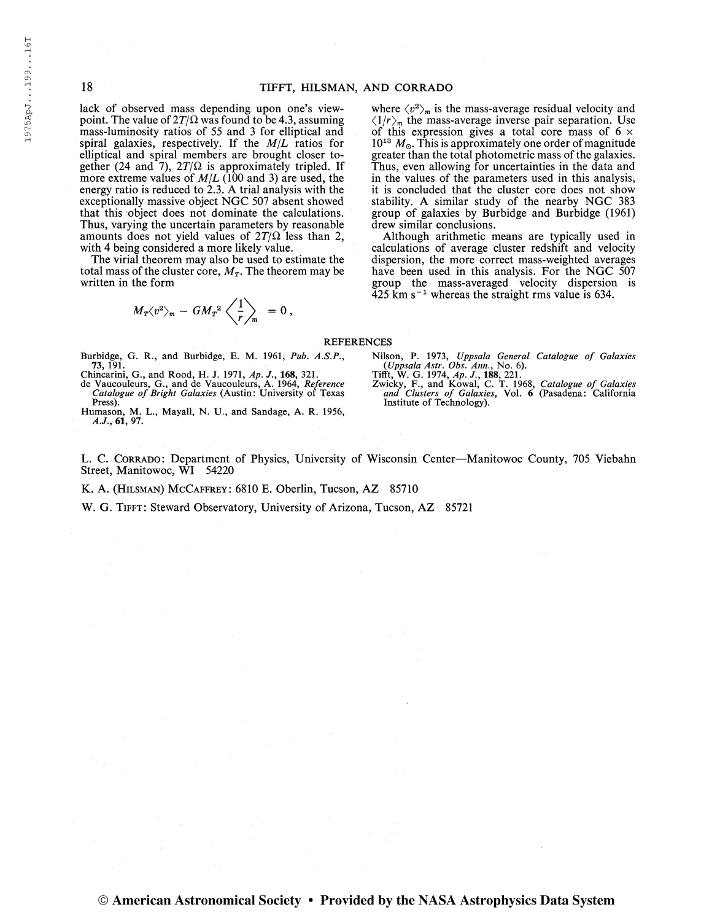lack of observed mass depending upon one's viewpoint. The value of $2T/\Omega$ was found to be 4.3, assuming mass-luminosity ratios of 55 and 3 for elliptical and spiral galaxies, respectively. If the $M/L$ ratios for elliptical and spiral members are brought closer together (24 and 7), $2T/\Omega$ is approximately tripled. If more extreme values of $M/L$ (100 and 3) are used, the energy ratio is reduced to 2.3. A trial analysis with the exceptionally massive object NGC 507 absent showed that this object does not dominate the calculations. Thus, varying the uncertain parameters by reasonable amounts does not yield values of $2T/\Omega$ less than 2, with 4 being considered a more likely value.

The virial theorem may also be used to estimate the total mass of the cluster core, $M_T$. The theorem may be written in the form

$$M_T \langle v^2 \rangle_m - G M_T^2 \left\langle \frac{1}{r} \right\rangle_m = 0 ,$$

where $\langle v^2 \rangle_m$ is the mass-average residual velocity and $\langle 1/r \rangle_m$ the mass-average inverse pair separation. Use of this expression gives a total core mass of $6 \times 10^{13} M_\odot$. This is approximately one order of magnitude greater than the total photometric mass of the galaxies. Thus, even allowing for uncertainties in the data and in the values of the parameters used in this analysis, it is concluded that the cluster core does not show stability. A similar study of the nearby NGC 383 group of galaxies by Burbidge and Burbidge (1961) drew similar conclusions.

Although arithmetic means are typically used in calculations of average cluster redshift and velocity dispersion, the more correct mass-weighted averages have been used in this analysis. For the NGC 507 group the mass-averaged velocity dispersion is 425 km $s^{-1}$ whereas the straight rms value is 634.

## REFERENCES

Burbidge, G. R., and Burbidge, E. M. 1961, *Pub. A.S.P.*, **73**, 191.

Chincarini, G., and Rood, H. J. 1971, *Ap. J.*, **168**, 321.

de Vaucouleurs, G., and de Vaucouleurs, A. 1964, *Reference Catalogue of Bright Galaxies* (Austin: University of Texas Press).

Humason, M. L., Mayall, N. U., and Sandage, A. R. 1956, *A.J.*, **61**, 97.

Nilson, P. 1973, *Uppsala General Catalogue of Galaxies* (*Uppsala Astr. Obs. Ann.*, No. 6).

Tifft, W. G. 1974, *Ap. J.*, **188**, 221.

Zwicky, F., and Kowal, C. T. 1968, *Catalogue of Galaxies and Clusters of Galaxies*, Vol. **6** (Pasadena: California Institute of Technology).

L. C. Corrado: Department of Physics, University of Wisconsin Center—Manitowoc County, 705 Viebahn Street, Manitowoc, WI 54220

K. A. (Hilsman) McCaffrey: 6810 E. Oberlin, Tucson, AZ 85710

W. G. Tifft: Steward Observatory, University of Arizona, Tucson, AZ 85721